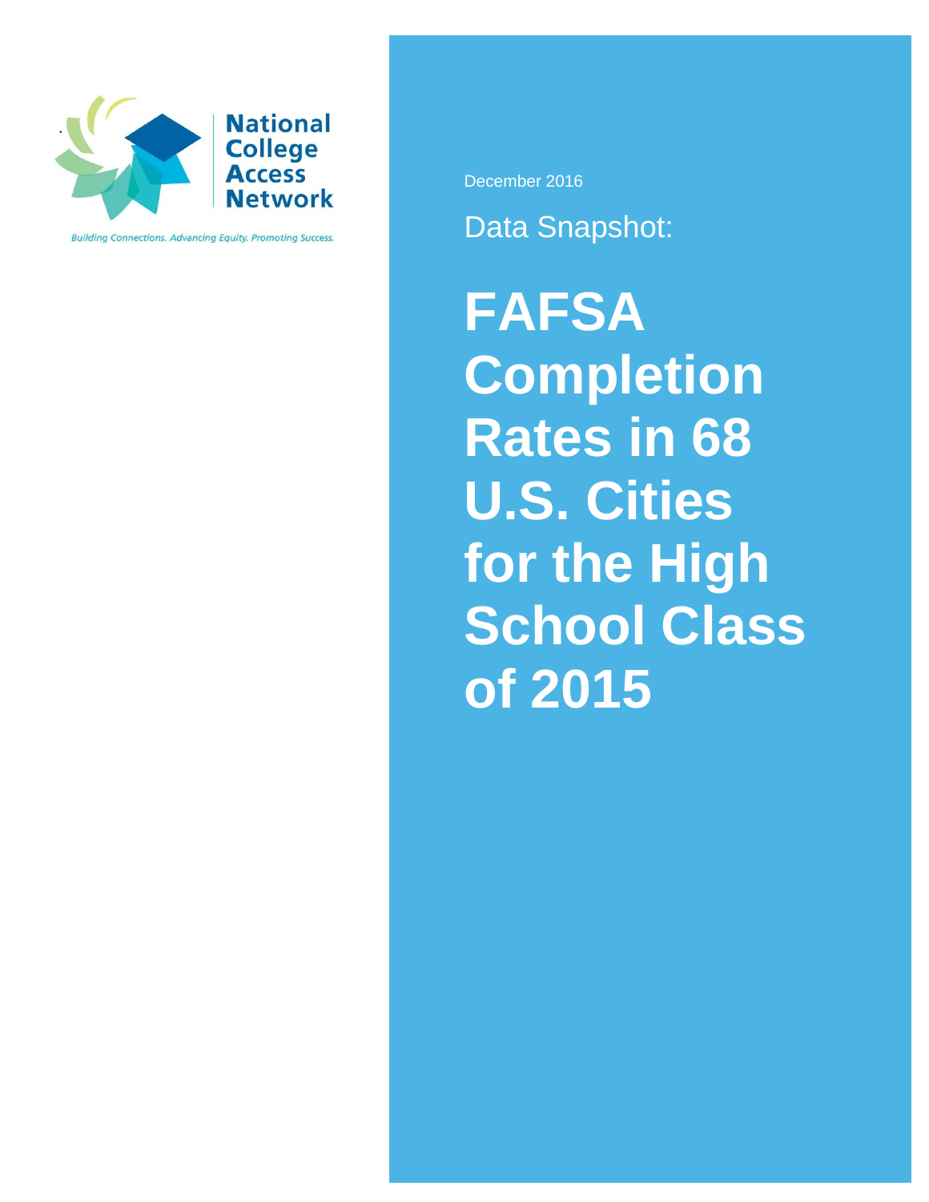National College Access Network

*Building Connections. Advancing Equity. Promoting Success.*

December 2016

Data Snapshot:

# FAFSA Completion Rates in 68 U.S. Cities for the High School Class of 2015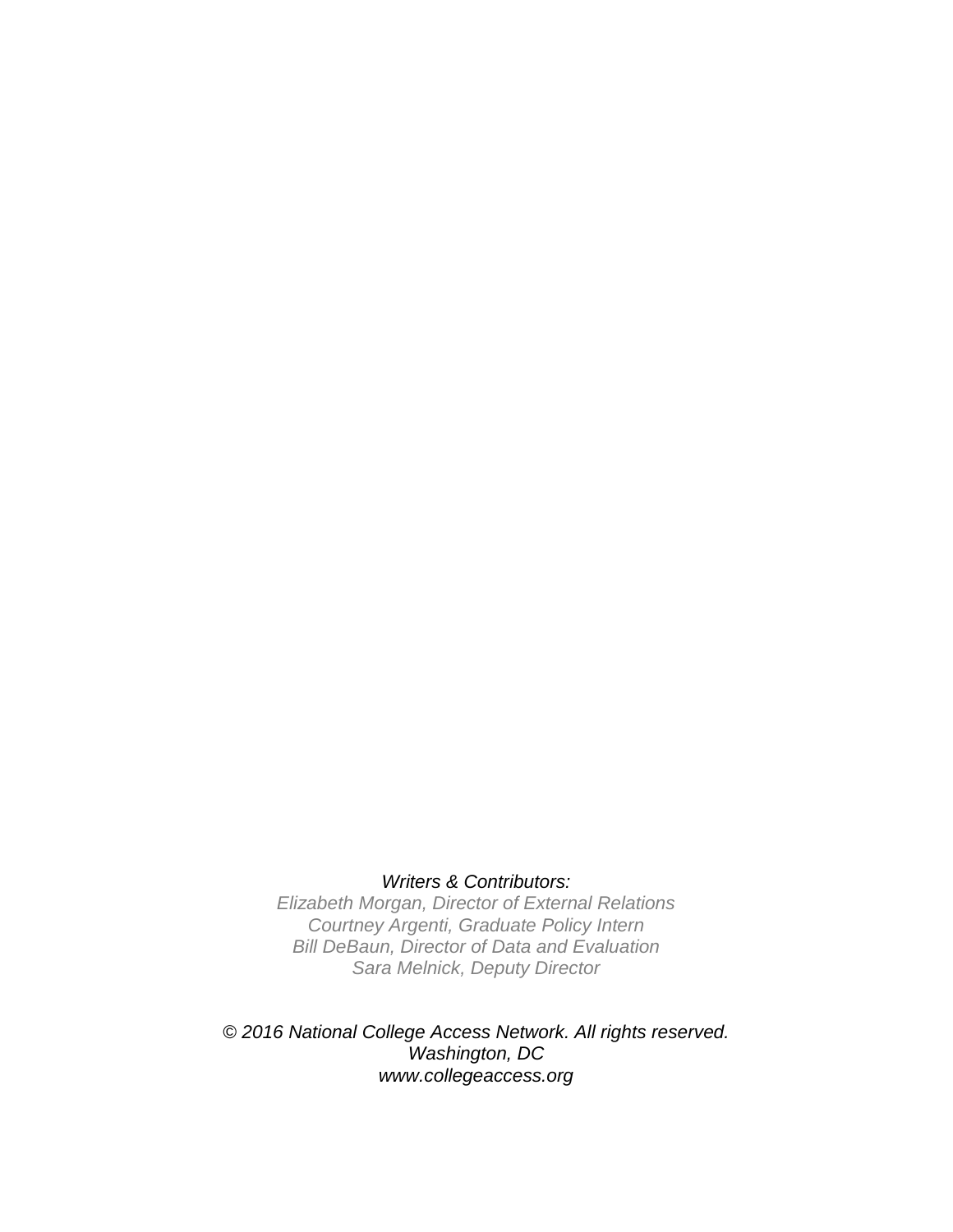*Writers & Contributors:*
*Elizabeth Morgan, Director of External Relations*
*Courtney Argenti, Graduate Policy Intern*
*Bill DeBaun, Director of Data and Evaluation*
*Sara Melnick, Deputy Director*

*© 2016 National College Access Network. All rights reserved.*
*Washington, DC*
*www.collegeaccess.org*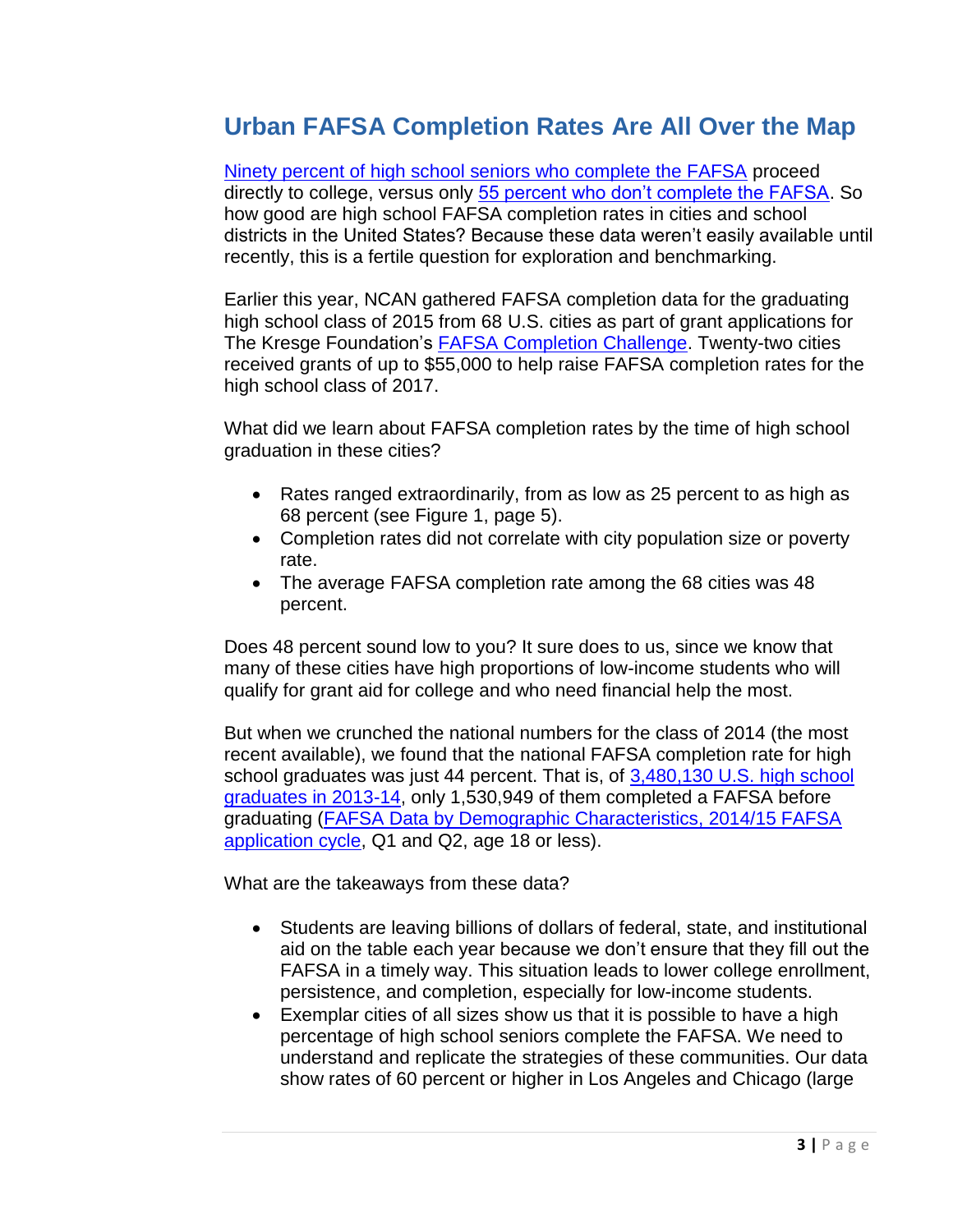## Urban FAFSA Completion Rates Are All Over the Map

Ninety percent of high school seniors who complete the FAFSA proceed directly to college, versus only 55 percent who don't complete the FAFSA. So how good are high school FAFSA completion rates in cities and school districts in the United States? Because these data weren't easily available until recently, this is a fertile question for exploration and benchmarking.

Earlier this year, NCAN gathered FAFSA completion data for the graduating high school class of 2015 from 68 U.S. cities as part of grant applications for The Kresge Foundation's FAFSA Completion Challenge. Twenty-two cities received grants of up to $55,000 to help raise FAFSA completion rates for the high school class of 2017.

What did we learn about FAFSA completion rates by the time of high school graduation in these cities?

- Rates ranged extraordinarily, from as low as 25 percent to as high as 68 percent (see Figure 1, page 5).
- Completion rates did not correlate with city population size or poverty rate.
- The average FAFSA completion rate among the 68 cities was 48 percent.

Does 48 percent sound low to you? It sure does to us, since we know that many of these cities have high proportions of low-income students who will qualify for grant aid for college and who need financial help the most.

But when we crunched the national numbers for the class of 2014 (the most recent available), we found that the national FAFSA completion rate for high school graduates was just 44 percent. That is, of 3,480,130 U.S. high school graduates in 2013-14, only 1,530,949 of them completed a FAFSA before graduating (FAFSA Data by Demographic Characteristics, 2014/15 FAFSA application cycle, Q1 and Q2, age 18 or less).

What are the takeaways from these data?

- Students are leaving billions of dollars of federal, state, and institutional aid on the table each year because we don't ensure that they fill out the FAFSA in a timely way. This situation leads to lower college enrollment, persistence, and completion, especially for low-income students.
- Exemplar cities of all sizes show us that it is possible to have a high percentage of high school seniors complete the FAFSA. We need to understand and replicate the strategies of these communities. Our data show rates of 60 percent or higher in Los Angeles and Chicago (large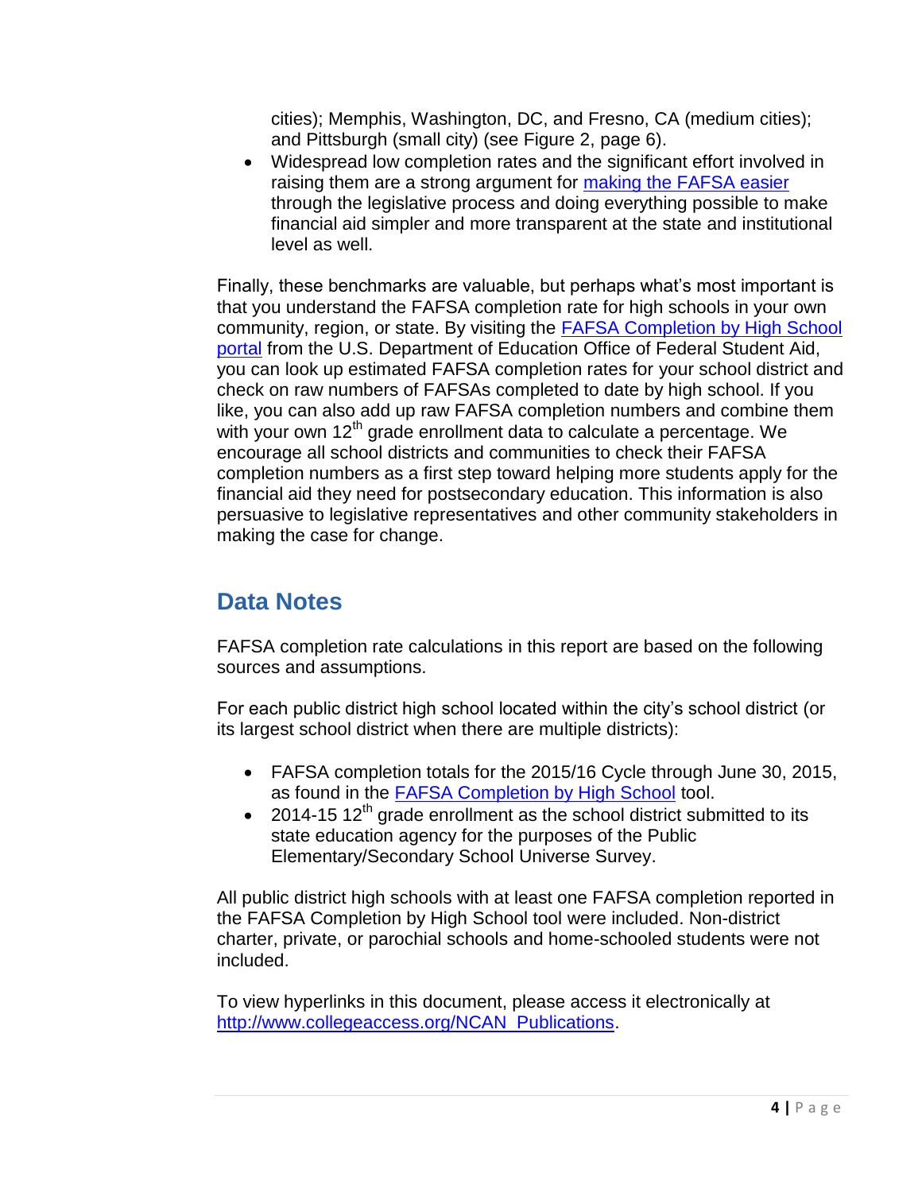cities); Memphis, Washington, DC, and Fresno, CA (medium cities); and Pittsburgh (small city) (see Figure 2, page 6).

- Widespread low completion rates and the significant effort involved in raising them are a strong argument for making the FAFSA easier through the legislative process and doing everything possible to make financial aid simpler and more transparent at the state and institutional level as well.

Finally, these benchmarks are valuable, but perhaps what's most important is that you understand the FAFSA completion rate for high schools in your own community, region, or state. By visiting the FAFSA Completion by High School portal from the U.S. Department of Education Office of Federal Student Aid, you can look up estimated FAFSA completion rates for your school district and check on raw numbers of FAFSAs completed to date by high school. If you like, you can also add up raw FAFSA completion numbers and combine them with your own 12th grade enrollment data to calculate a percentage. We encourage all school districts and communities to check their FAFSA completion numbers as a first step toward helping more students apply for the financial aid they need for postsecondary education. This information is also persuasive to legislative representatives and other community stakeholders in making the case for change.

## Data Notes

FAFSA completion rate calculations in this report are based on the following sources and assumptions.

For each public district high school located within the city's school district (or its largest school district when there are multiple districts):

- FAFSA completion totals for the 2015/16 Cycle through June 30, 2015, as found in the FAFSA Completion by High School tool.
- 2014-15 12th grade enrollment as the school district submitted to its state education agency for the purposes of the Public Elementary/Secondary School Universe Survey.

All public district high schools with at least one FAFSA completion reported in the FAFSA Completion by High School tool were included. Non-district charter, private, or parochial schools and home-schooled students were not included.

To view hyperlinks in this document, please access it electronically at http://www.collegeaccess.org/NCAN_Publications.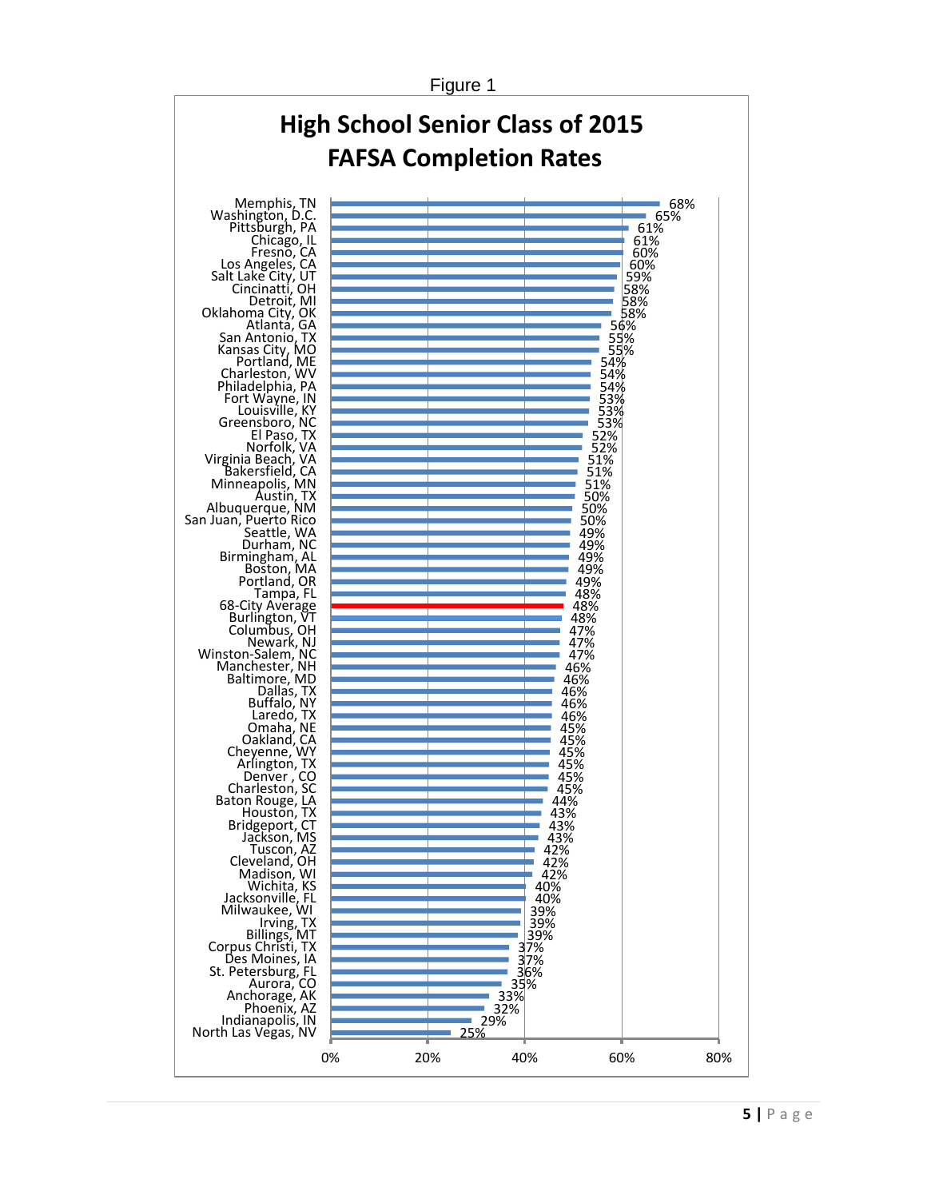Figure 1

## High School Senior Class of 2015 FAFSA Completion Rates

| City | FAFSA Completion Rate |
|---|---|
| Memphis, TN | 68% |
| Washington, D.C. | 65% |
| Pittsburgh, PA | 61% |
| Chicago, IL | 61% |
| Fresno, CA | 60% |
| Los Angeles, CA | 60% |
| Salt Lake City, UT | 59% |
| Cincinatti, OH | 58% |
| Detroit, MI | 58% |
| Oklahoma City, OK | 58% |
| Atlanta, GA | 56% |
| San Antonio, TX | 55% |
| Kansas City, MO | 55% |
| Portland, ME | 54% |
| Charleston, WV | 54% |
| Philadelphia, PA | 54% |
| Fort Wayne, IN | 53% |
| Louisville, KY | 53% |
| Greensboro, NC | 53% |
| El Paso, TX | 52% |
| Norfolk, VA | 52% |
| Virginia Beach, VA | 51% |
| Bakersfield, CA | 51% |
| Minneapolis, MN | 51% |
| Austin, TX | 50% |
| Albuquerque, NM | 50% |
| San Juan, Puerto Rico | 50% |
| Seattle, WA | 49% |
| Durham, NC | 49% |
| Birmingham, AL | 49% |
| Boston, MA | 49% |
| Portland, OR | 49% |
| Tampa, FL | 48% |
| 68-City Average | 48% |
| Burlington, VT | 48% |
| Columbus, OH | 47% |
| Newark, NJ | 47% |
| Winston-Salem, NC | 47% |
| Manchester, NH | 46% |
| Baltimore, MD | 46% |
| Dallas, TX | 46% |
| Buffalo, NY | 46% |
| Laredo, TX | 46% |
| Omaha, NE | 45% |
| Oakland, CA | 45% |
| Cheyenne, WY | 45% |
| Arlington, TX | 45% |
| Denver , CO | 45% |
| Charleston, SC | 45% |
| Baton Rouge, LA | 44% |
| Houston, TX | 43% |
| Bridgeport, CT | 43% |
| Jackson, MS | 43% |
| Tuscon, AZ | 42% |
| Cleveland, OH | 42% |
| Madison, WI | 42% |
| Wichita, KS | 40% |
| Jacksonville, FL | 40% |
| Milwaukee, WI | 39% |
| Irving, TX | 39% |
| Billings, MT | 39% |
| Corpus Christi, TX | 37% |
| Des Moines, IA | 37% |
| St. Petersburg, FL | 36% |
| Aurora, CO | 35% |
| Anchorage, AK | 33% |
| Phoenix, AZ | 32% |
| Indianapolis, IN | 29% |
| North Las Vegas, NV | 25% |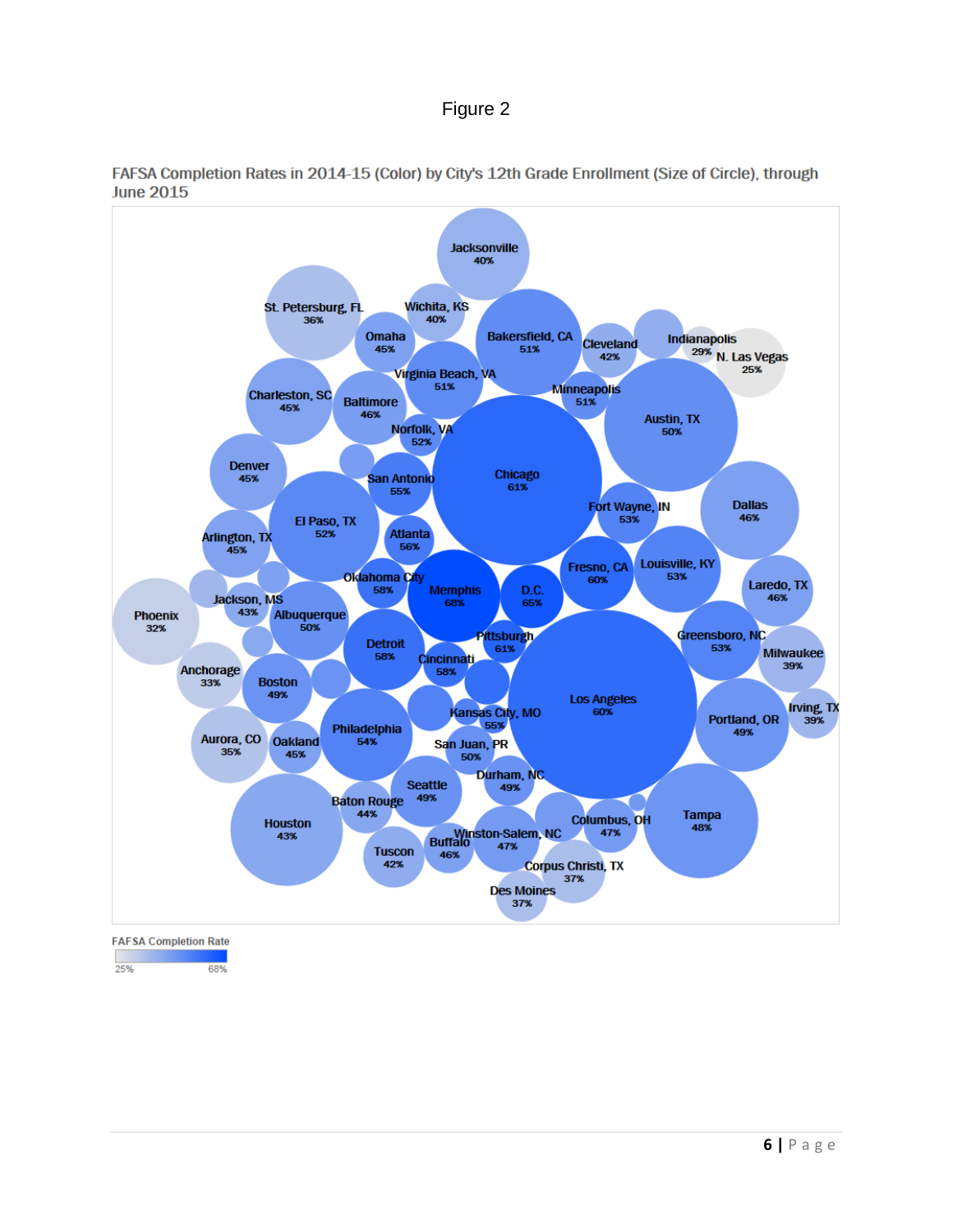Figure 2

FAFSA Completion Rates in 2014-15 (Color) by City's 12th Grade Enrollment (Size of Circle), through June 2015

Jacksonville
40%
St. Petersburg, FL
36%
Wichita, KS
40%
Omaha
45%
Bakersfield, CA
51%
Cleveland
42%
Indianapolis
29%
N. Las Vegas
25%
Virginia Beach, VA
51%
Charleston, SC
45%
Baltimore
46%
Minneapolis
51%
Austin, TX
50%
Norfolk, VA
52%
Denver
45%
San Antonio
55%
Chicago
61%
Dallas
46%
El Paso, TX
52%
Fort Wayne, IN
53%
Arlington, TX
45%
Atlanta
56%
Fresno, CA
60%
Louisville, KY
53%
Laredo, TX
46%
Oklahoma City
58%
Jackson, MS
43%
Memphis
68%
D.C.
65%
Phoenix
32%
Albuquerque
50%
Detroit
58%
Pittsburgh
61%
Greensboro, NC
53%
Milwaukee
39%
Anchorage
33%
Boston
49%
Cincinnati
58%
Los Angeles
60%
Irving, TX
39%
Portland, OR
49%
Kansas City, MO
55%
Aurora, CO
35%
Oakland
45%
Philadelphia
54%
San Juan, PR
50%
Durham, NC
49%
Seattle
49%
Baton Rouge
44%
Houston
43%
Columbus, OH
47%
Tampa
48%
Winston-Salem, NC
47%
Buffalo
46%
Tuscon
42%
Corpus Christi, TX
37%
Des Moines
37%

FAFSA Completion Rate
25%
68%